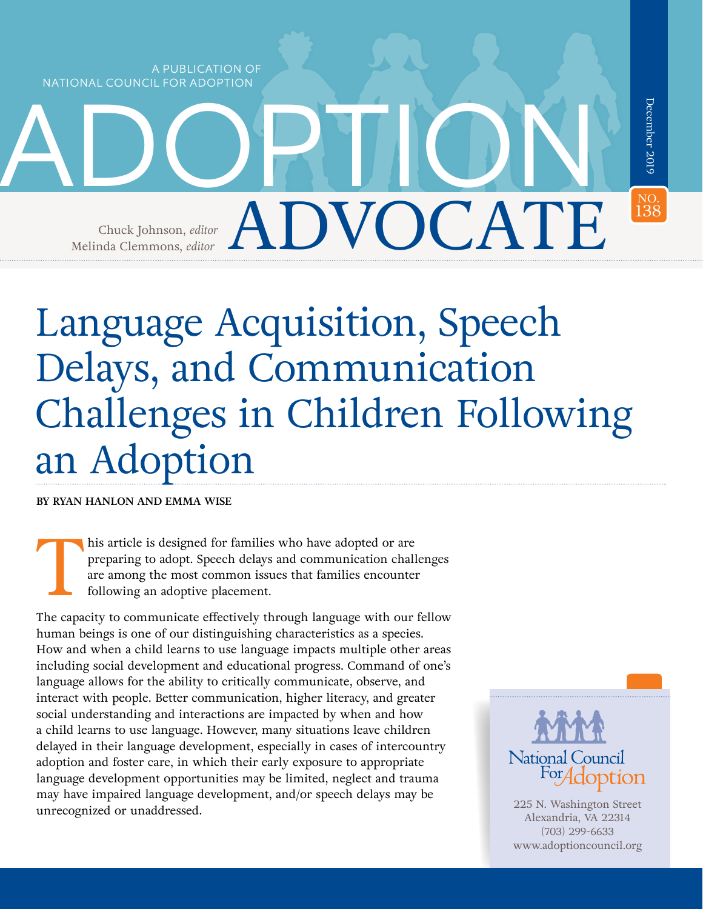A PUBLICATION OF NATIONAL COUNCIL FOR ADOPTION

# ADOPTION ADVOCATE

Chuck Johnson, *editor*
Melinda Clemmons, *editor*

December 2019

NO. 138

# Language Acquisition, Speech Delays, and Communication Challenges in Children Following an Adoption

**BY RYAN HANLON AND EMMA WISE**

This article is designed for families who have adopted or are preparing to adopt. Speech delays and communication challenges are among the most common issues that families encounter following an adoptive placement.

The capacity to communicate effectively through language with our fellow human beings is one of our distinguishing characteristics as a species. How and when a child learns to use language impacts multiple other areas including social development and educational progress. Command of one's language allows for the ability to critically communicate, observe, and interact with people. Better communication, higher literacy, and greater social understanding and interactions are impacted by when and how a child learns to use language. However, many situations leave children delayed in their language development, especially in cases of intercountry adoption and foster care, in which their early exposure to appropriate language development opportunities may be limited, neglect and trauma may have impaired language development, and/or speech delays may be unrecognized or unaddressed.

National Council For Adoption
225 N. Washington Street
Alexandria, VA 22314
(703) 299-6633
www.adoptioncouncil.org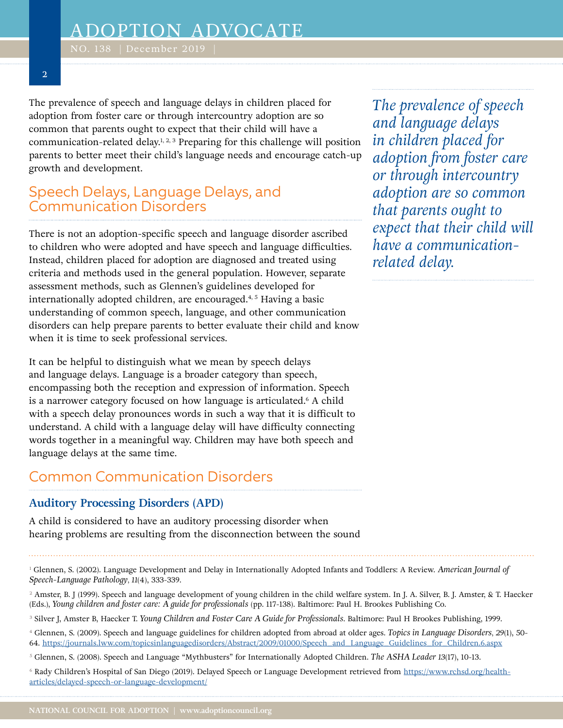The prevalence of speech and language delays in children placed for adoption from foster care or through intercountry adoption are so common that parents ought to expect that their child will have a communication-related delay.[1, 2, 3] Preparing for this challenge will position parents to better meet their child's language needs and encourage catch-up growth and development.

*The prevalence of speech and language delays in children placed for adoption from foster care or through intercountry adoption are so common that parents ought to expect that their child will have a communication-related delay.*

## Speech Delays, Language Delays, and Communication Disorders

There is not an adoption-specific speech and language disorder ascribed to children who were adopted and have speech and language difficulties. Instead, children placed for adoption are diagnosed and treated using criteria and methods used in the general population. However, separate assessment methods, such as Glennen's guidelines developed for internationally adopted children, are encouraged.[4, 5] Having a basic understanding of common speech, language, and other communication disorders can help prepare parents to better evaluate their child and know when it is time to seek professional services.

It can be helpful to distinguish what we mean by speech delays and language delays. Language is a broader category than speech, encompassing both the reception and expression of information. Speech is a narrower category focused on how language is articulated.[6] A child with a speech delay pronounces words in such a way that it is difficult to understand. A child with a language delay will have difficulty connecting words together in a meaningful way. Children may have both speech and language delays at the same time.

## Common Communication Disorders

### Auditory Processing Disorders (APD)

A child is considered to have an auditory processing disorder when hearing problems are resulting from the disconnection between the sound

---

[1] Glennen, S. (2002). Language Development and Delay in Internationally Adopted Infants and Toddlers: A Review. *American Journal of Speech-Language Pathology*, *11*(4), 333-339.

[2] Amster, B. J (1999). Speech and language development of young children in the child welfare system. In J. A. Silver, B. J. Amster, & T. Haecker (Eds.), *Young children and foster care: A guide for professionals* (pp. 117-138). Baltimore: Paul H. Brookes Publishing Co.

[3] Silver J, Amster B, Haecker T. *Young Children and Foster Care A Guide for Professionals*. Baltimore: Paul H Brookes Publishing, 1999.

[4] Glennen, S. (2009). Speech and language guidelines for children adopted from abroad at older ages. *Topics in Language Disorders*, *29*(1), 50-64. https://journals.lww.com/topicsinlanguagedisorders/Abstract/2009/01000/Speech_and_Language_Guidelines_for_Children.6.aspx

[5] Glennen, S. (2008). Speech and Language "Mythbusters" for Internationally Adopted Children. *The ASHA Leader* *13*(17), 10-13.

[6] Rady Children's Hospital of San Diego (2019). Delayed Speech or Language Development retrieved from https://www.rchsd.org/health-articles/delayed-speech-or-language-development/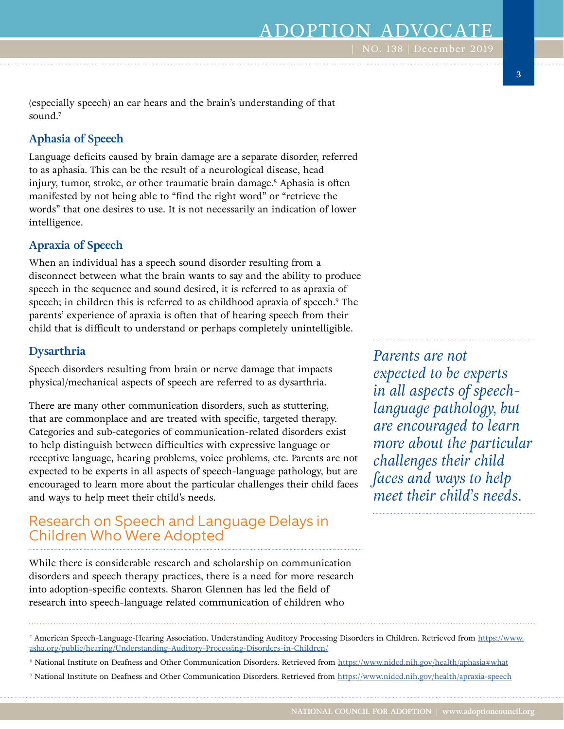(especially speech) an ear hears and the brain's understanding of that sound.[7]

### Aphasia of Speech

Language deficits caused by brain damage are a separate disorder, referred to as aphasia. This can be the result of a neurological disease, head injury, tumor, stroke, or other traumatic brain damage.[8] Aphasia is often manifested by not being able to "find the right word" or "retrieve the words" that one desires to use. It is not necessarily an indication of lower intelligence.

### Apraxia of Speech

When an individual has a speech sound disorder resulting from a disconnect between what the brain wants to say and the ability to produce speech in the sequence and sound desired, it is referred to as apraxia of speech; in children this is referred to as childhood apraxia of speech.[9] The parents' experience of apraxia is often that of hearing speech from their child that is difficult to understand or perhaps completely unintelligible.

### Dysarthria

Speech disorders resulting from brain or nerve damage that impacts physical/mechanical aspects of speech are referred to as dysarthria.

There are many other communication disorders, such as stuttering, that are commonplace and are treated with specific, targeted therapy. Categories and sub-categories of communication-related disorders exist to help distinguish between difficulties with expressive language or receptive language, hearing problems, voice problems, etc. Parents are not expected to be experts in all aspects of speech-language pathology, but are encouraged to learn more about the particular challenges their child faces and ways to help meet their child's needs.

*Parents are not expected to be experts in all aspects of speech-language pathology, but are encouraged to learn more about the particular challenges their child faces and ways to help meet their child's needs.*

## Research on Speech and Language Delays in Children Who Were Adopted

While there is considerable research and scholarship on communication disorders and speech therapy practices, there is a need for more research into adoption-specific contexts. Sharon Glennen has led the field of research into speech-language related communication of children who

---

[7] American Speech-Language-Hearing Association. Understanding Auditory Processing Disorders in Children. Retrieved from https://www.asha.org/public/hearing/Understanding-Auditory-Processing-Disorders-in-Children/

[8] National Institute on Deafness and Other Communication Disorders. Retrieved from https://www.nidcd.nih.gov/health/aphasia#what

[9] National Institute on Deafness and Other Communication Disorders. Retrieved from https://www.nidcd.nih.gov/health/apraxia-speech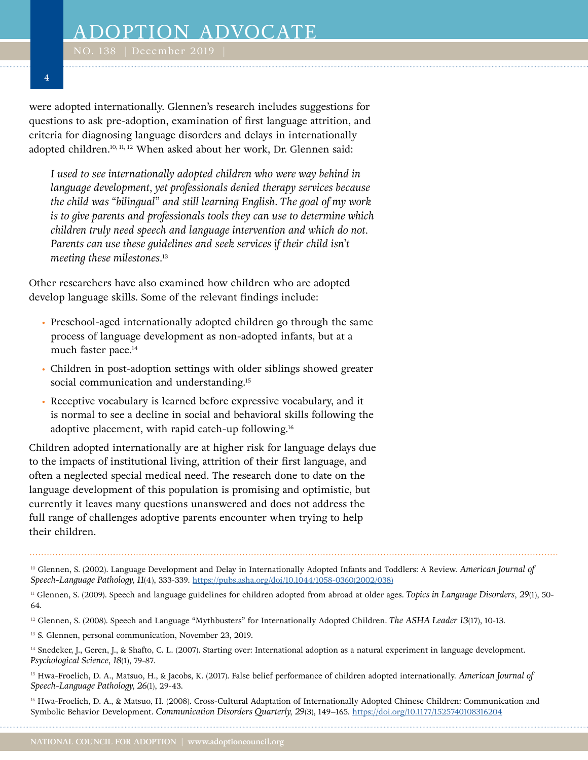were adopted internationally. Glennen's research includes suggestions for questions to ask pre-adoption, examination of first language attrition, and criteria for diagnosing language disorders and delays in internationally adopted children.[10, 11, 12] When asked about her work, Dr. Glennen said:

> *I used to see internationally adopted children who were way behind in language development, yet professionals denied therapy services because the child was "bilingual" and still learning English. The goal of my work is to give parents and professionals tools they can use to determine which children truly need speech and language intervention and which do not. Parents can use these guidelines and seek services if their child isn't meeting these milestones.*[13]

Other researchers have also examined how children who are adopted develop language skills. Some of the relevant findings include:

- Preschool-aged internationally adopted children go through the same process of language development as non-adopted infants, but at a much faster pace.[14]
- Children in post-adoption settings with older siblings showed greater social communication and understanding.[15]
- Receptive vocabulary is learned before expressive vocabulary, and it is normal to see a decline in social and behavioral skills following the adoptive placement, with rapid catch-up following.[16]

Children adopted internationally are at higher risk for language delays due to the impacts of institutional living, attrition of their first language, and often a neglected special medical need. The research done to date on the language development of this population is promising and optimistic, but currently it leaves many questions unanswered and does not address the full range of challenges adoptive parents encounter when trying to help their children.

---

[10] Glennen, S. (2002). Language Development and Delay in Internationally Adopted Infants and Toddlers: A Review. *American Journal of Speech-Language Pathology, 11*(4), 333-339. https://pubs.asha.org/doi/10.1044/1058-0360(2002/038)

[11] Glennen, S. (2009). Speech and language guidelines for children adopted from abroad at older ages. *Topics in Language Disorders*, *29*(1), 50-64.

[12] Glennen, S. (2008). Speech and Language "Mythbusters" for Internationally Adopted Children. *The ASHA Leader 13*(17), 10-13.

[13] S. Glennen, personal communication, November 23, 2019.

[14] Snedeker, J., Geren, J., & Shafto, C. L. (2007). Starting over: International adoption as a natural experiment in language development. *Psychological Science*, *18*(1), 79-87.

[15] Hwa-Froelich, D. A., Matsuo, H., & Jacobs, K. (2017). False belief performance of children adopted internationally. *American Journal of Speech-Language Pathology, 26*(1), 29-43.

[16] Hwa-Froelich, D. A., & Matsuo, H. (2008). Cross-Cultural Adaptation of Internationally Adopted Chinese Children: Communication and Symbolic Behavior Development. *Communication Disorders Quarterly, 29*(3), 149–165. https://doi.org/10.1177/1525740108316204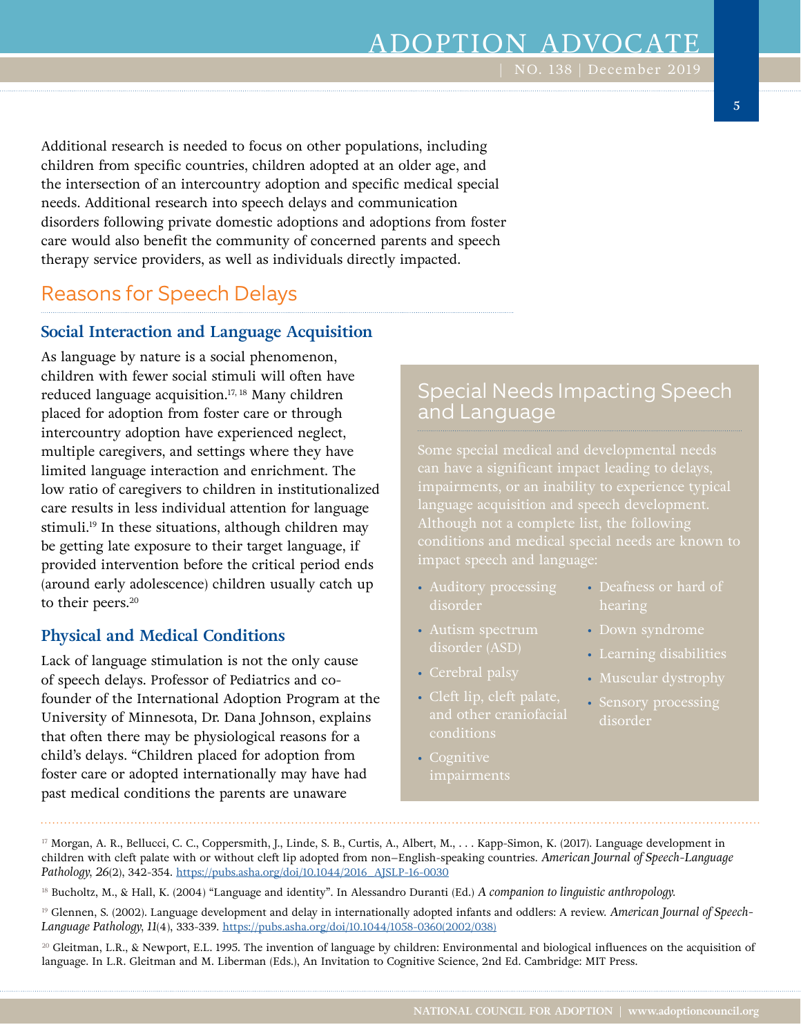Additional research is needed to focus on other populations, including children from specific countries, children adopted at an older age, and the intersection of an intercountry adoption and specific medical special needs. Additional research into speech delays and communication disorders following private domestic adoptions and adoptions from foster care would also benefit the community of concerned parents and speech therapy service providers, as well as individuals directly impacted.

## Reasons for Speech Delays

### Social Interaction and Language Acquisition

As language by nature is a social phenomenon, children with fewer social stimuli will often have reduced language acquisition.[17, 18] Many children placed for adoption from foster care or through intercountry adoption have experienced neglect, multiple caregivers, and settings where they have limited language interaction and enrichment. The low ratio of caregivers to children in institutionalized care results in less individual attention for language stimuli.[19] In these situations, although children may be getting late exposure to their target language, if provided intervention before the critical period ends (around early adolescence) children usually catch up to their peers.[20]

### Physical and Medical Conditions

Lack of language stimulation is not the only cause of speech delays. Professor of Pediatrics and co-founder of the International Adoption Program at the University of Minnesota, Dr. Dana Johnson, explains that often there may be physiological reasons for a child's delays. "Children placed for adoption from foster care or adopted internationally may have had past medical conditions the parents are unaware

## Special Needs Impacting Speech and Language

Some special medical and developmental needs can have a significant impact leading to delays, impairments, or an inability to experience typical language acquisition and speech development. Although not a complete list, the following conditions and medical special needs are known to impact speech and language:

- Auditory processing disorder
- Autism spectrum disorder (ASD)
- Cerebral palsy
- Cleft lip, cleft palate, and other craniofacial conditions
- Cognitive impairments
- Deafness or hard of hearing
- Down syndrome
- Learning disabilities
- Muscular dystrophy
- Sensory processing disorder

---

[17] Morgan, A. R., Bellucci, C. C., Coppersmith, J., Linde, S. B., Curtis, A., Albert, M., . . . Kapp-Simon, K. (2017). Language development in children with cleft palate with or without cleft lip adopted from non–English-speaking countries. *American Journal of Speech-Language Pathology, 26*(2), 342-354. https://pubs.asha.org/doi/10.1044/2016_AJSLP-16-0030

[18] Bucholtz, M., & Hall, K. (2004) "Language and identity". In Alessandro Duranti (Ed.) *A companion to linguistic anthropology.*

[19] Glennen, S. (2002). Language development and delay in internationally adopted infants and oddlers: A review. *American Journal of Speech-Language Pathology, 11*(4), 333-339. https://pubs.asha.org/doi/10.1044/1058-0360(2002/038)

[20] Gleitman, L.R., & Newport, E.L. 1995. The invention of language by children: Environmental and biological influences on the acquisition of language. In L.R. Gleitman and M. Liberman (Eds.), An Invitation to Cognitive Science, 2nd Ed. Cambridge: MIT Press.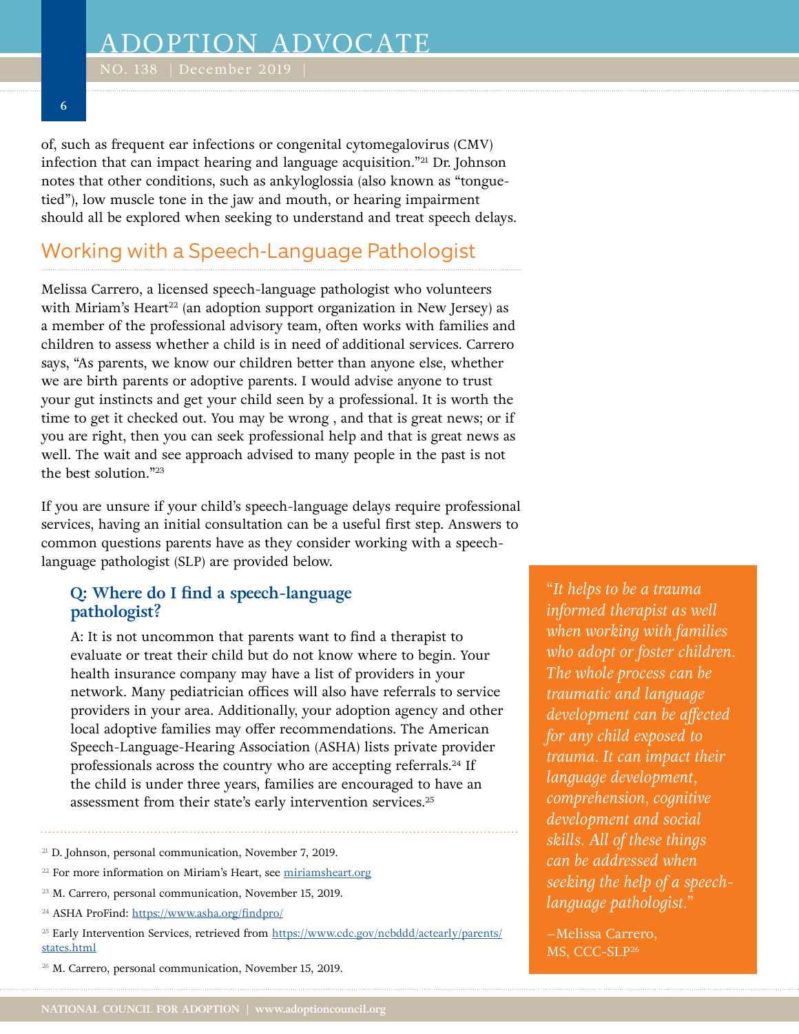of, such as frequent ear infections or congenital cytomegalovirus (CMV) infection that can impact hearing and language acquisition."[21] Dr. Johnson notes that other conditions, such as ankyloglossia (also known as "tongue-tied"), low muscle tone in the jaw and mouth, or hearing impairment should all be explored when seeking to understand and treat speech delays.

## Working with a Speech-Language Pathologist

Melissa Carrero, a licensed speech-language pathologist who volunteers with Miriam's Heart[22] (an adoption support organization in New Jersey) as a member of the professional advisory team, often works with families and children to assess whether a child is in need of additional services. Carrero says, "As parents, we know our children better than anyone else, whether we are birth parents or adoptive parents. I would advise anyone to trust your gut instincts and get your child seen by a professional. It is worth the time to get it checked out. You may be wrong , and that is great news; or if you are right, then you can seek professional help and that is great news as well. The wait and see approach advised to many people in the past is not the best solution."[23]

If you are unsure if your child's speech-language delays require professional services, having an initial consultation can be a useful first step. Answers to common questions parents have as they consider working with a speech-language pathologist (SLP) are provided below.

### Q: Where do I find a speech-language pathologist?

A: It is not uncommon that parents want to find a therapist to evaluate or treat their child but do not know where to begin. Your health insurance company may have a list of providers in your network. Many pediatrician offices will also have referrals to service providers in your area. Additionally, your adoption agency and other local adoptive families may offer recommendations. The American Speech-Language-Hearing Association (ASHA) lists private provider professionals across the country who are accepting referrals.[24] If the child is under three years, families are encouraged to have an assessment from their state's early intervention services.[25]

> *"It helps to be a trauma informed therapist as well when working with families who adopt or foster children. The whole process can be traumatic and language development can be affected for any child exposed to trauma. It can impact their language development, comprehension, cognitive development and social skills. All of these things can be addressed when seeking the help of a speech-language pathologist."*
>
> –Melissa Carrero, MS, CCC-SLP[26]

---

[21] D. Johnson, personal communication, November 7, 2019.

[22] For more information on Miriam's Heart, see miriamsheart.org

[23] M. Carrero, personal communication, November 15, 2019.

[24] ASHA ProFind: https://www.asha.org/findpro/

[25] Early Intervention Services, retrieved from https://www.cdc.gov/ncbddd/actearly/parents/states.html

[26] M. Carrero, personal communication, November 15, 2019.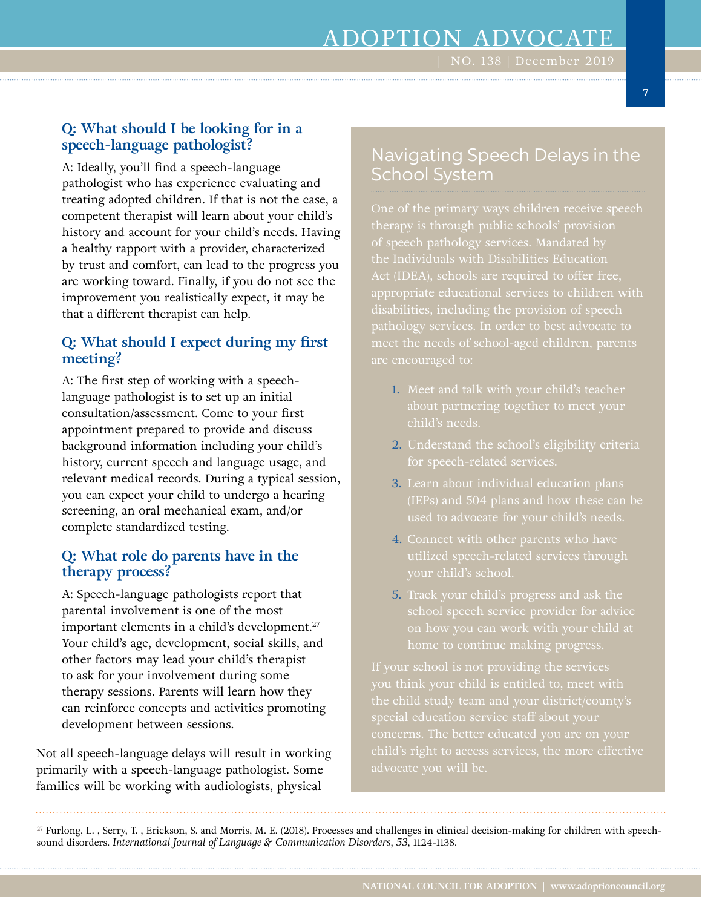### Q: What should I be looking for in a speech-language pathologist?

A: Ideally, you'll find a speech-language pathologist who has experience evaluating and treating adopted children. If that is not the case, a competent therapist will learn about your child's history and account for your child's needs. Having a healthy rapport with a provider, characterized by trust and comfort, can lead to the progress you are working toward. Finally, if you do not see the improvement you realistically expect, it may be that a different therapist can help.

### Q: What should I expect during my first meeting?

A: The first step of working with a speech-language pathologist is to set up an initial consultation/assessment. Come to your first appointment prepared to provide and discuss background information including your child's history, current speech and language usage, and relevant medical records. During a typical session, you can expect your child to undergo a hearing screening, an oral mechanical exam, and/or complete standardized testing.

### Q: What role do parents have in the therapy process?

A: Speech-language pathologists report that parental involvement is one of the most important elements in a child's development.[27] Your child's age, development, social skills, and other factors may lead your child's therapist to ask for your involvement during some therapy sessions. Parents will learn how they can reinforce concepts and activities promoting development between sessions.

Not all speech-language delays will result in working primarily with a speech-language pathologist. Some families will be working with audiologists, physical

## Navigating Speech Delays in the School System

One of the primary ways children receive speech therapy is through public schools' provision of speech pathology services. Mandated by the Individuals with Disabilities Education Act (IDEA), schools are required to offer free, appropriate educational services to children with disabilities, including the provision of speech pathology services. In order to best advocate to meet the needs of school-aged children, parents are encouraged to:

1. Meet and talk with your child's teacher about partnering together to meet your child's needs.
2. Understand the school's eligibility criteria for speech-related services.
3. Learn about individual education plans (IEPs) and 504 plans and how these can be used to advocate for your child's needs.
4. Connect with other parents who have utilized speech-related services through your child's school.
5. Track your child's progress and ask the school speech service provider for advice on how you can work with your child at home to continue making progress.

If your school is not providing the services you think your child is entitled to, meet with the child study team and your district/county's special education service staff about your concerns. The better educated you are on your child's right to access services, the more effective advocate you will be.

---

[27] Furlong, L. , Serry, T. , Erickson, S. and Morris, M. E. (2018). Processes and challenges in clinical decision-making for children with speech-sound disorders. *International Journal of Language & Communication Disorders*, *53*, 1124-1138.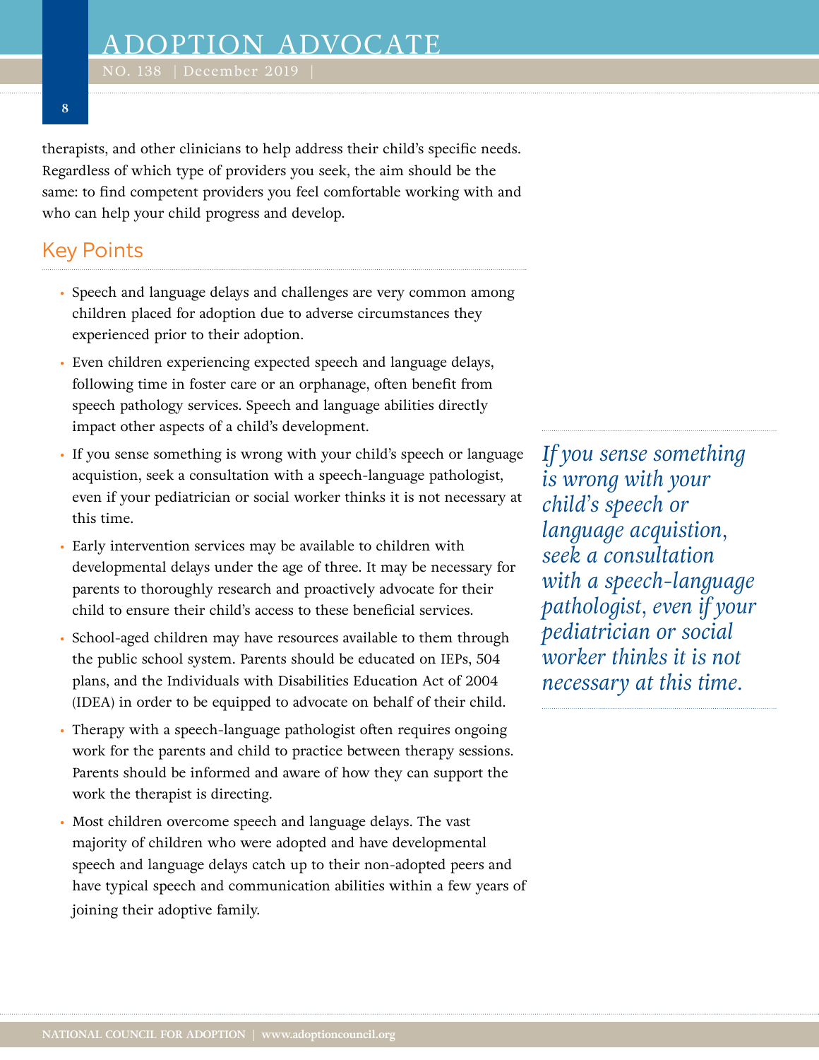therapists, and other clinicians to help address their child's specific needs. Regardless of which type of providers you seek, the aim should be the same: to find competent providers you feel comfortable working with and who can help your child progress and develop.

## Key Points

- Speech and language delays and challenges are very common among children placed for adoption due to adverse circumstances they experienced prior to their adoption.
- Even children experiencing expected speech and language delays, following time in foster care or an orphanage, often benefit from speech pathology services. Speech and language abilities directly impact other aspects of a child's development.
- If you sense something is wrong with your child's speech or language acquistion, seek a consultation with a speech-language pathologist, even if your pediatrician or social worker thinks it is not necessary at this time.
- Early intervention services may be available to children with developmental delays under the age of three. It may be necessary for parents to thoroughly research and proactively advocate for their child to ensure their child's access to these beneficial services.
- School-aged children may have resources available to them through the public school system. Parents should be educated on IEPs, 504 plans, and the Individuals with Disabilities Education Act of 2004 (IDEA) in order to be equipped to advocate on behalf of their child.
- Therapy with a speech-language pathologist often requires ongoing work for the parents and child to practice between therapy sessions. Parents should be informed and aware of how they can support the work the therapist is directing.
- Most children overcome speech and language delays. The vast majority of children who were adopted and have developmental speech and language delays catch up to their non-adopted peers and have typical speech and communication abilities within a few years of joining their adoptive family.

*If you sense something is wrong with your child's speech or language acquistion, seek a consultation with a speech-language pathologist, even if your pediatrician or social worker thinks it is not necessary at this time.*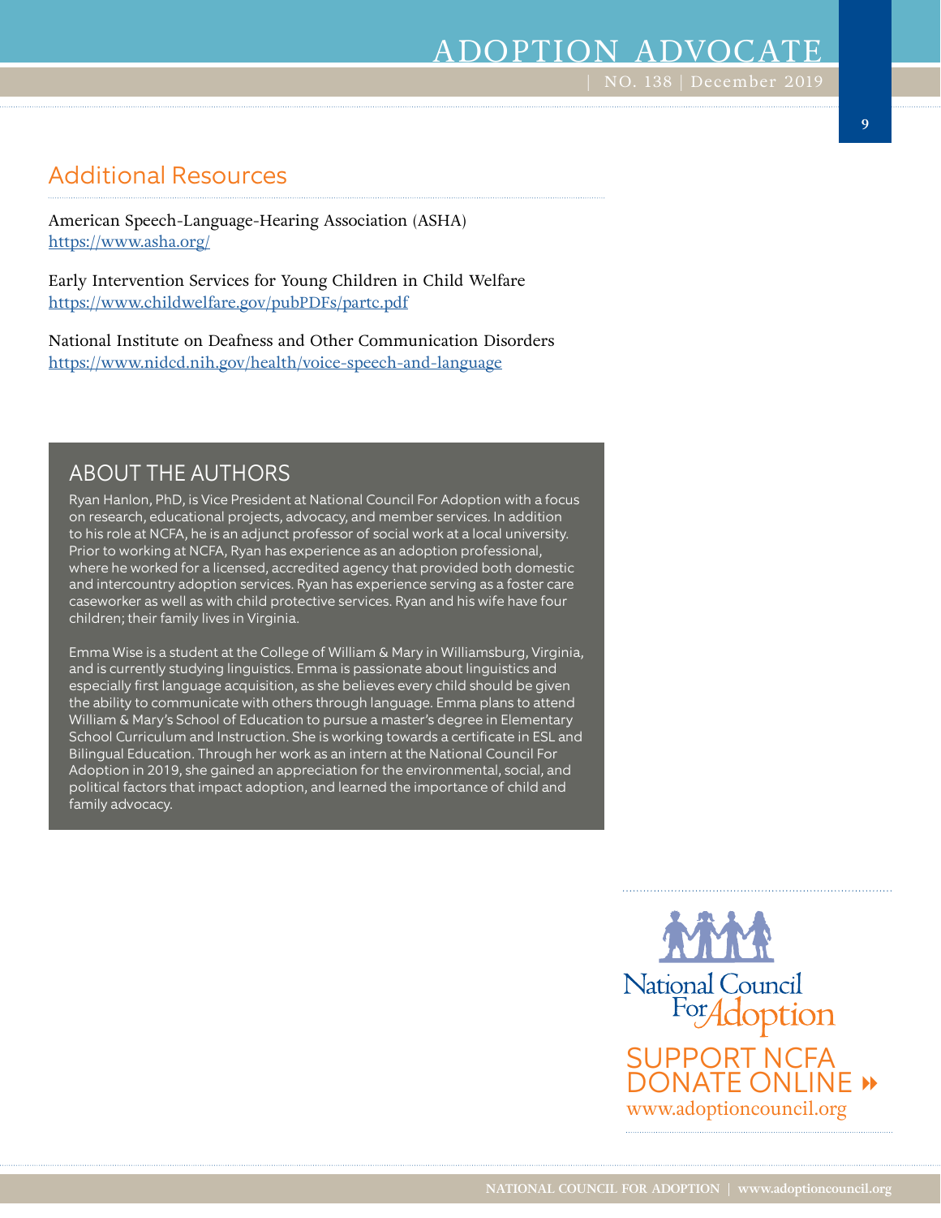## Additional Resources

American Speech-Language-Hearing Association (ASHA)
https://www.asha.org/

Early Intervention Services for Young Children in Child Welfare
https://www.childwelfare.gov/pubPDFs/partc.pdf

National Institute on Deafness and Other Communication Disorders
https://www.nidcd.nih.gov/health/voice-speech-and-language

## ABOUT THE AUTHORS

Ryan Hanlon, PhD, is Vice President at National Council For Adoption with a focus on research, educational projects, advocacy, and member services. In addition to his role at NCFA, he is an adjunct professor of social work at a local university. Prior to working at NCFA, Ryan has experience as an adoption professional, where he worked for a licensed, accredited agency that provided both domestic and intercountry adoption services. Ryan has experience serving as a foster care caseworker as well as with child protective services. Ryan and his wife have four children; their family lives in Virginia.

Emma Wise is a student at the College of William & Mary in Williamsburg, Virginia, and is currently studying linguistics. Emma is passionate about linguistics and especially first language acquisition, as she believes every child should be given the ability to communicate with others through language. Emma plans to attend William & Mary's School of Education to pursue a master's degree in Elementary School Curriculum and Instruction. She is working towards a certificate in ESL and Bilingual Education. Through her work as an intern at the National Council For Adoption in 2019, she gained an appreciation for the environmental, social, and political factors that impact adoption, and learned the importance of child and family advocacy.

National Council For Adoption

SUPPORT NCFA
DONATE ONLINE
www.adoptioncouncil.org